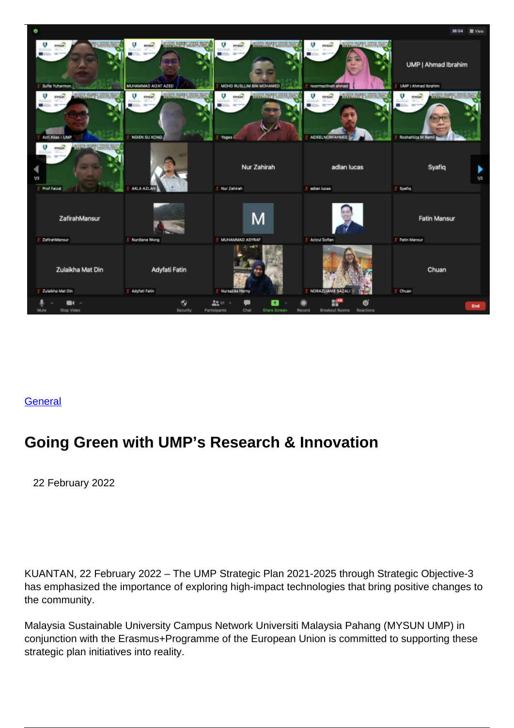General

# Going Green with UMP's Research & Innovation

22 February 2022

KUANTAN, 22 February 2022 – The UMP Strategic Plan 2021-2025 through Strategic Objective-3 has emphasized the importance of exploring high-impact technologies that bring positive changes to the community.

Malaysia Sustainable University Campus Network Universiti Malaysia Pahang (MYSUN UMP) in conjunction with the Erasmus+Programme of the European Union is committed to supporting these strategic plan initiatives into reality.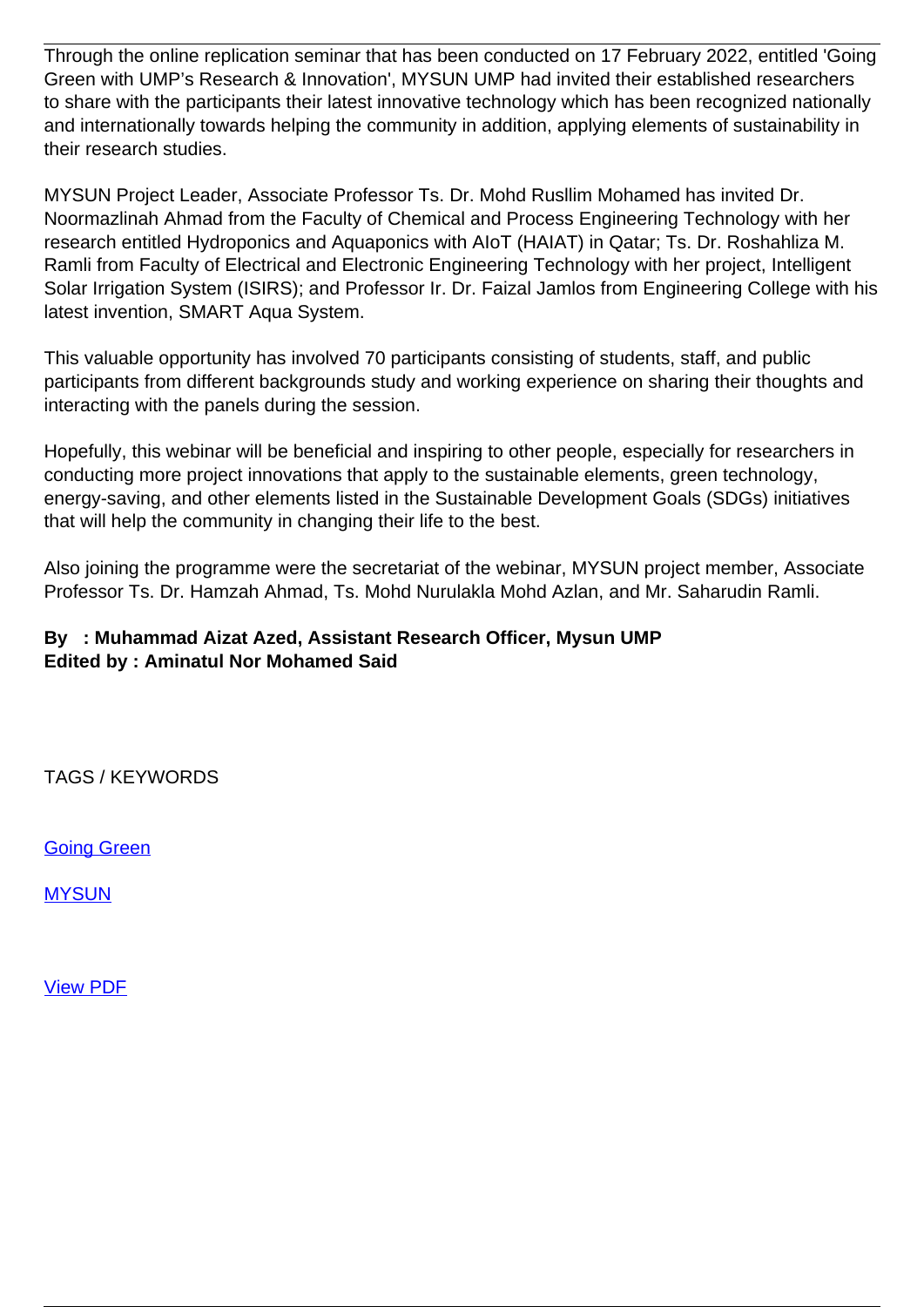Through the online replication seminar that has been conducted on 17 February 2022, entitled 'Going Green with UMP's Research & Innovation', MYSUN UMP had invited their established researchers to share with the participants their latest innovative technology which has been recognized nationally and internationally towards helping the community in addition, applying elements of sustainability in their research studies.

MYSUN Project Leader, Associate Professor Ts. Dr. Mohd Rusllim Mohamed has invited Dr. Noormazlinah Ahmad from the Faculty of Chemical and Process Engineering Technology with her research entitled Hydroponics and Aquaponics with AIoT (HAIAT) in Qatar; Ts. Dr. Roshahliza M. Ramli from Faculty of Electrical and Electronic Engineering Technology with her project, Intelligent Solar Irrigation System (ISIRS); and Professor Ir. Dr. Faizal Jamlos from Engineering College with his latest invention, SMART Aqua System.

This valuable opportunity has involved 70 participants consisting of students, staff, and public participants from different backgrounds study and working experience on sharing their thoughts and interacting with the panels during the session.

Hopefully, this webinar will be beneficial and inspiring to other people, especially for researchers in conducting more project innovations that apply to the sustainable elements, green technology, energy-saving, and other elements listed in the Sustainable Development Goals (SDGs) initiatives that will help the community in changing their life to the best.

Also joining the programme were the secretariat of the webinar, MYSUN project member, Associate Professor Ts. Dr. Hamzah Ahmad, Ts. Mohd Nurulakla Mohd Azlan, and Mr. Saharudin Ramli.

**By : Muhammad Aizat Azed, Assistant Research Officer, Mysun UMP**
**Edited by : Aminatul Nor Mohamed Said**

TAGS / KEYWORDS

Going Green

MYSUN

View PDF